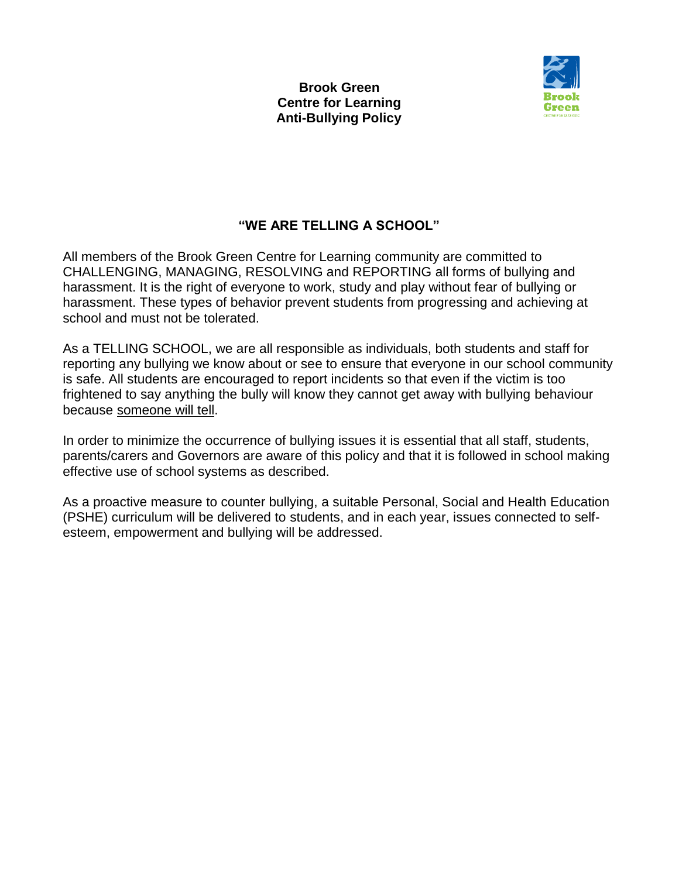# Brook Green Centre for Learning Anti-Bullying Policy

## "WE ARE TELLING A SCHOOL"

All members of the Brook Green Centre for Learning community are committed to CHALLENGING, MANAGING, RESOLVING and REPORTING all forms of bullying and harassment. It is the right of everyone to work, study and play without fear of bullying or harassment. These types of behavior prevent students from progressing and achieving at school and must not be tolerated.

As a TELLING SCHOOL, we are all responsible as individuals, both students and staff for reporting any bullying we know about or see to ensure that everyone in our school community is safe. All students are encouraged to report incidents so that even if the victim is too frightened to say anything the bully will know they cannot get away with bullying behaviour because <u>someone will tell</u>.

In order to minimize the occurrence of bullying issues it is essential that all staff, students, parents/carers and Governors are aware of this policy and that it is followed in school making effective use of school systems as described.

As a proactive measure to counter bullying, a suitable Personal, Social and Health Education (PSHE) curriculum will be delivered to students, and in each year, issues connected to self-esteem, empowerment and bullying will be addressed.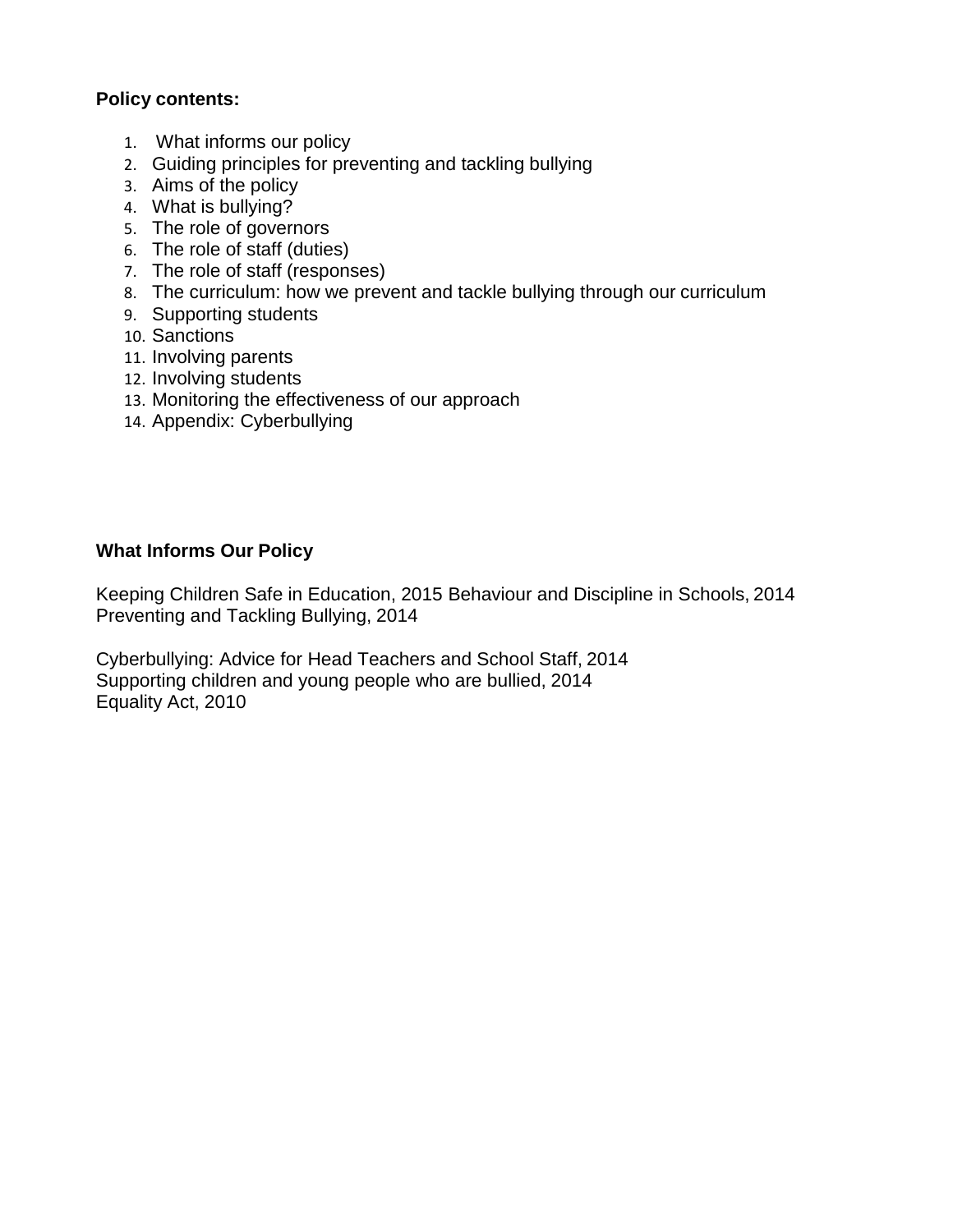**Policy contents:**

1. What informs our policy
2. Guiding principles for preventing and tackling bullying
3. Aims of the policy
4. What is bullying?
5. The role of governors
6. The role of staff (duties)
7. The role of staff (responses)
8. The curriculum: how we prevent and tackle bullying through our curriculum
9. Supporting students
10. Sanctions
11. Involving parents
12. Involving students
13. Monitoring the effectiveness of our approach
14. Appendix: Cyberbullying

**What Informs Our Policy**

Keeping Children Safe in Education, 2015 Behaviour and Discipline in Schools, 2014
Preventing and Tackling Bullying, 2014

Cyberbullying: Advice for Head Teachers and School Staff, 2014
Supporting children and young people who are bullied, 2014
Equality Act, 2010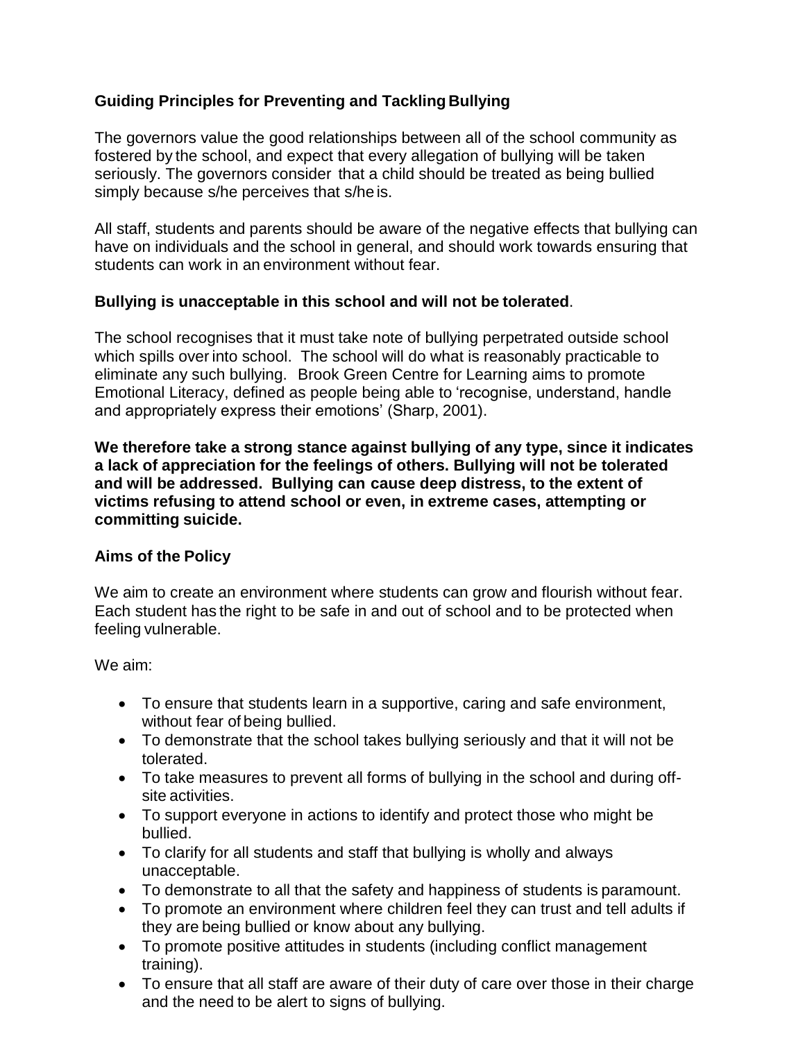### Guiding Principles for Preventing and Tackling Bullying

The governors value the good relationships between all of the school community as fostered by the school, and expect that every allegation of bullying will be taken seriously. The governors consider that a child should be treated as being bullied simply because s/he perceives that s/he is.

All staff, students and parents should be aware of the negative effects that bullying can have on individuals and the school in general, and should work towards ensuring that students can work in an environment without fear.

**Bullying is unacceptable in this school and will not be tolerated**.

The school recognises that it must take note of bullying perpetrated outside school which spills over into school. The school will do what is reasonably practicable to eliminate any such bullying. Brook Green Centre for Learning aims to promote Emotional Literacy, defined as people being able to 'recognise, understand, handle and appropriately express their emotions' (Sharp, 2001).

**We therefore take a strong stance against bullying of any type, since it indicates a lack of appreciation for the feelings of others. Bullying will not be tolerated and will be addressed. Bullying can cause deep distress, to the extent of victims refusing to attend school or even, in extreme cases, attempting or committing suicide.**

### Aims of the Policy

We aim to create an environment where students can grow and flourish without fear. Each student has the right to be safe in and out of school and to be protected when feeling vulnerable.

We aim:

- To ensure that students learn in a supportive, caring and safe environment, without fear of being bullied.
- To demonstrate that the school takes bullying seriously and that it will not be tolerated.
- To take measures to prevent all forms of bullying in the school and during off-site activities.
- To support everyone in actions to identify and protect those who might be bullied.
- To clarify for all students and staff that bullying is wholly and always unacceptable.
- To demonstrate to all that the safety and happiness of students is paramount.
- To promote an environment where children feel they can trust and tell adults if they are being bullied or know about any bullying.
- To promote positive attitudes in students (including conflict management training).
- To ensure that all staff are aware of their duty of care over those in their charge and the need to be alert to signs of bullying.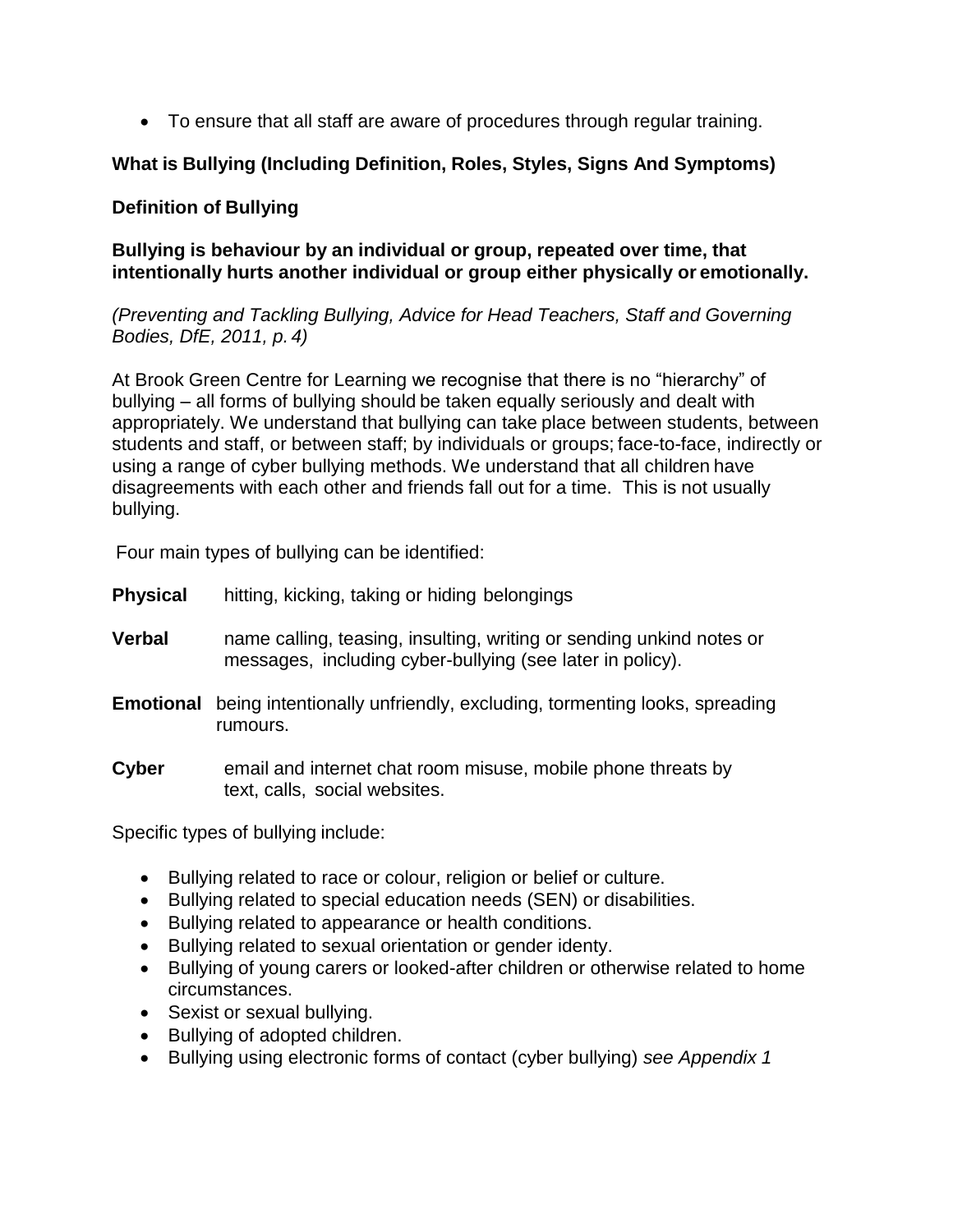- To ensure that all staff are aware of procedures through regular training.

**What is Bullying (Including Definition, Roles, Styles, Signs And Symptoms)**

**Definition of Bullying**

**Bullying is behaviour by an individual or group, repeated over time, that intentionally hurts another individual or group either physically or emotionally.**

*(Preventing and Tackling Bullying, Advice for Head Teachers, Staff and Governing Bodies, DfE, 2011, p. 4)*

At Brook Green Centre for Learning we recognise that there is no "hierarchy" of bullying – all forms of bullying should be taken equally seriously and dealt with appropriately. We understand that bullying can take place between students, between students and staff, or between staff; by individuals or groups; face-to-face, indirectly or using a range of cyber bullying methods. We understand that all children have disagreements with each other and friends fall out for a time. This is not usually bullying.

Four main types of bullying can be identified:

**Physical** hitting, kicking, taking or hiding belongings

**Verbal** name calling, teasing, insulting, writing or sending unkind notes or messages, including cyber-bullying (see later in policy).

**Emotional** being intentionally unfriendly, excluding, tormenting looks, spreading rumours.

**Cyber** email and internet chat room misuse, mobile phone threats by text, calls, social websites.

Specific types of bullying include:

- Bullying related to race or colour, religion or belief or culture.
- Bullying related to special education needs (SEN) or disabilities.
- Bullying related to appearance or health conditions.
- Bullying related to sexual orientation or gender identy.
- Bullying of young carers or looked-after children or otherwise related to home circumstances.
- Sexist or sexual bullying.
- Bullying of adopted children.
- Bullying using electronic forms of contact (cyber bullying) *see Appendix 1*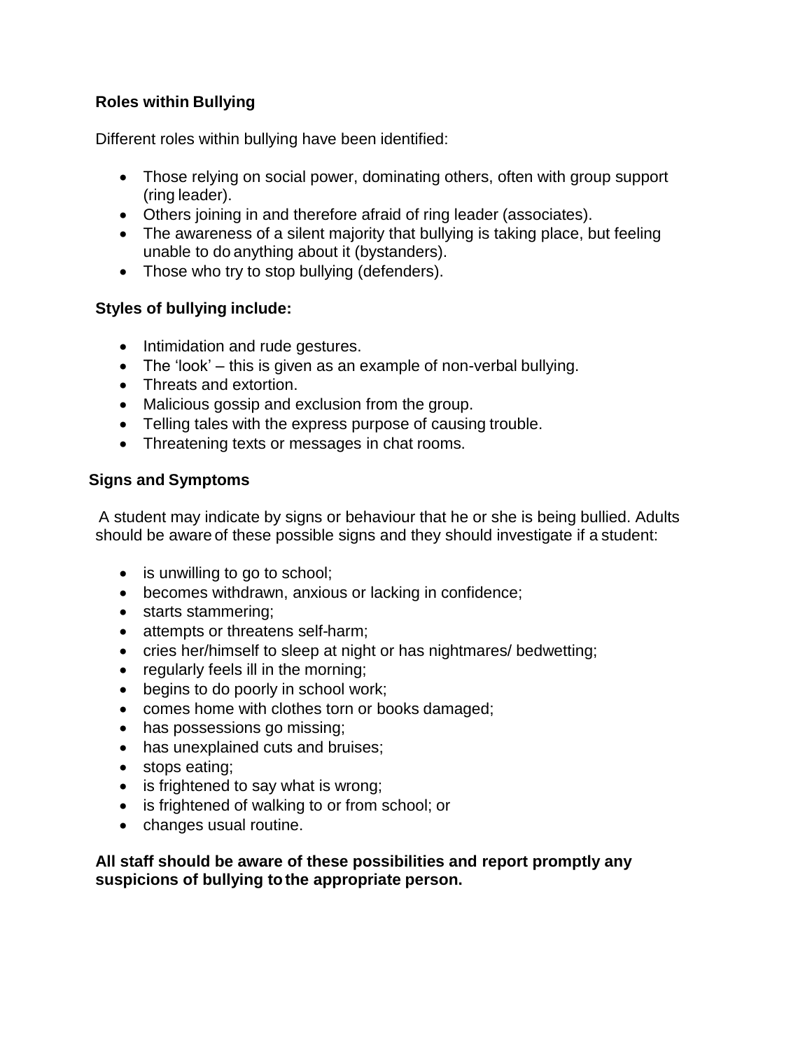**Roles within Bullying**

Different roles within bullying have been identified:

- Those relying on social power, dominating others, often with group support (ring leader).
- Others joining in and therefore afraid of ring leader (associates).
- The awareness of a silent majority that bullying is taking place, but feeling unable to do anything about it (bystanders).
- Those who try to stop bullying (defenders).

**Styles of bullying include:**

- Intimidation and rude gestures.
- The 'look' – this is given as an example of non-verbal bullying.
- Threats and extortion.
- Malicious gossip and exclusion from the group.
- Telling tales with the express purpose of causing trouble.
- Threatening texts or messages in chat rooms.

**Signs and Symptoms**

A student may indicate by signs or behaviour that he or she is being bullied. Adults should be aware of these possible signs and they should investigate if a student:

- is unwilling to go to school;
- becomes withdrawn, anxious or lacking in confidence;
- starts stammering;
- attempts or threatens self-harm;
- cries her/himself to sleep at night or has nightmares/ bedwetting;
- regularly feels ill in the morning;
- begins to do poorly in school work;
- comes home with clothes torn or books damaged;
- has possessions go missing;
- has unexplained cuts and bruises;
- stops eating;
- is frightened to say what is wrong;
- is frightened of walking to or from school; or
- changes usual routine.

**All staff should be aware of these possibilities and report promptly any suspicions of bullying to the appropriate person.**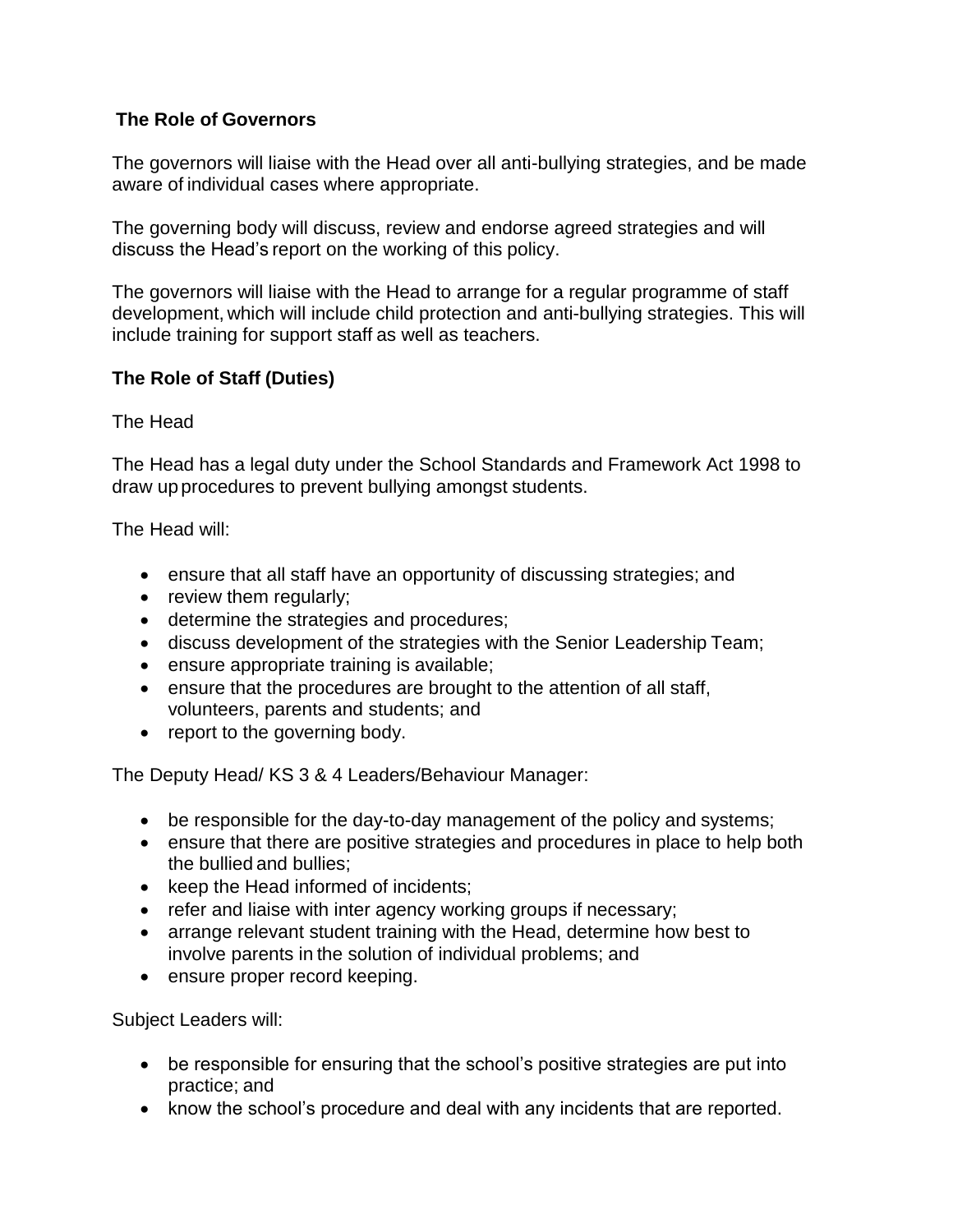## The Role of Governors

The governors will liaise with the Head over all anti-bullying strategies, and be made aware of individual cases where appropriate.

The governing body will discuss, review and endorse agreed strategies and will discuss the Head's report on the working of this policy.

The governors will liaise with the Head to arrange for a regular programme of staff development, which will include child protection and anti-bullying strategies. This will include training for support staff as well as teachers.

## The Role of Staff (Duties)

The Head

The Head has a legal duty under the School Standards and Framework Act 1998 to draw up procedures to prevent bullying amongst students.

The Head will:

- ensure that all staff have an opportunity of discussing strategies; and
- review them regularly;
- determine the strategies and procedures;
- discuss development of the strategies with the Senior Leadership Team;
- ensure appropriate training is available;
- ensure that the procedures are brought to the attention of all staff, volunteers, parents and students; and
- report to the governing body.

The Deputy Head/ KS 3 & 4 Leaders/Behaviour Manager:

- be responsible for the day-to-day management of the policy and systems;
- ensure that there are positive strategies and procedures in place to help both the bullied and bullies;
- keep the Head informed of incidents;
- refer and liaise with inter agency working groups if necessary;
- arrange relevant student training with the Head, determine how best to involve parents in the solution of individual problems; and
- ensure proper record keeping.

Subject Leaders will:

- be responsible for ensuring that the school's positive strategies are put into practice; and
- know the school's procedure and deal with any incidents that are reported.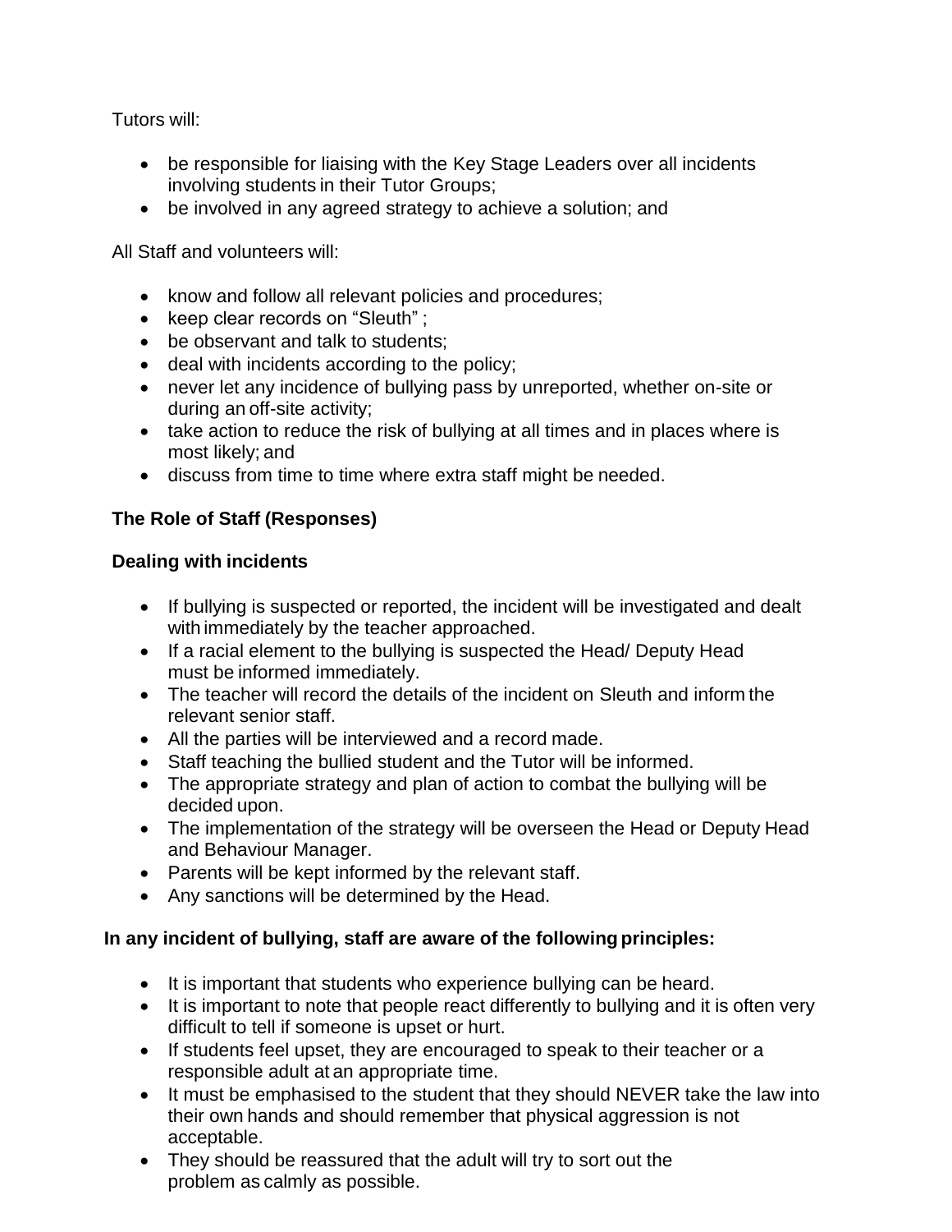Tutors will:

- be responsible for liaising with the Key Stage Leaders over all incidents involving students in their Tutor Groups;
- be involved in any agreed strategy to achieve a solution; and

All Staff and volunteers will:

- know and follow all relevant policies and procedures;
- keep clear records on "Sleuth" ;
- be observant and talk to students;
- deal with incidents according to the policy;
- never let any incidence of bullying pass by unreported, whether on-site or during an off-site activity;
- take action to reduce the risk of bullying at all times and in places where is most likely; and
- discuss from time to time where extra staff might be needed.

**The Role of Staff (Responses)**

**Dealing with incidents**

- If bullying is suspected or reported, the incident will be investigated and dealt with immediately by the teacher approached.
- If a racial element to the bullying is suspected the Head/ Deputy Head must be informed immediately.
- The teacher will record the details of the incident on Sleuth and inform the relevant senior staff.
- All the parties will be interviewed and a record made.
- Staff teaching the bullied student and the Tutor will be informed.
- The appropriate strategy and plan of action to combat the bullying will be decided upon.
- The implementation of the strategy will be overseen the Head or Deputy Head and Behaviour Manager.
- Parents will be kept informed by the relevant staff.
- Any sanctions will be determined by the Head.

**In any incident of bullying, staff are aware of the following principles:**

- It is important that students who experience bullying can be heard.
- It is important to note that people react differently to bullying and it is often very difficult to tell if someone is upset or hurt.
- If students feel upset, they are encouraged to speak to their teacher or a responsible adult at an appropriate time.
- It must be emphasised to the student that they should NEVER take the law into their own hands and should remember that physical aggression is not acceptable.
- They should be reassured that the adult will try to sort out the problem as calmly as possible.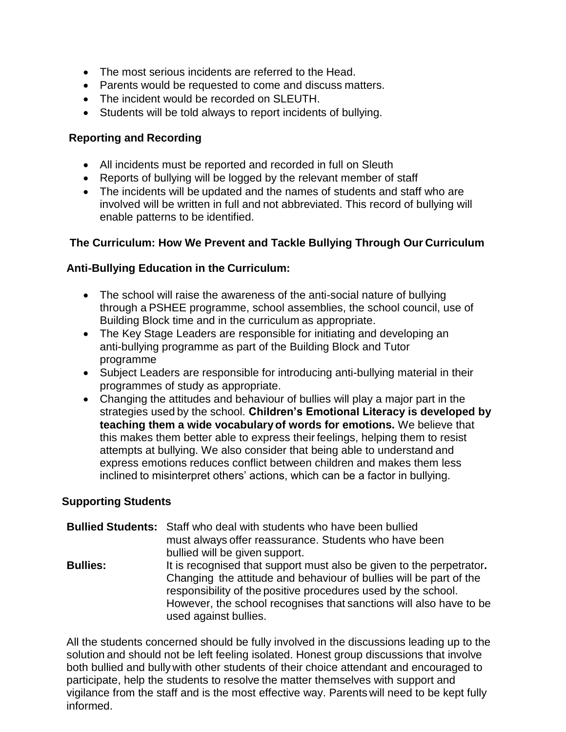- The most serious incidents are referred to the Head.
- Parents would be requested to come and discuss matters.
- The incident would be recorded on SLEUTH.
- Students will be told always to report incidents of bullying.

### Reporting and Recording

- All incidents must be reported and recorded in full on Sleuth
- Reports of bullying will be logged by the relevant member of staff
- The incidents will be updated and the names of students and staff who are involved will be written in full and not abbreviated. This record of bullying will enable patterns to be identified.

### The Curriculum: How We Prevent and Tackle Bullying Through Our Curriculum

### Anti-Bullying Education in the Curriculum:

- The school will raise the awareness of the anti-social nature of bullying through a PSHEE programme, school assemblies, the school council, use of Building Block time and in the curriculum as appropriate.
- The Key Stage Leaders are responsible for initiating and developing an anti-bullying programme as part of the Building Block and Tutor programme
- Subject Leaders are responsible for introducing anti-bullying material in their programmes of study as appropriate.
- Changing the attitudes and behaviour of bullies will play a major part in the strategies used by the school. **Children's Emotional Literacy is developed by teaching them a wide vocabulary of words for emotions.** We believe that this makes them better able to express their feelings, helping them to resist attempts at bullying. We also consider that being able to understand and express emotions reduces conflict between children and makes them less inclined to misinterpret others' actions, which can be a factor in bullying.

### Supporting Students

**Bullied Students:** Staff who deal with students who have been bullied must always offer reassurance. Students who have been bullied will be given support.

**Bullies:** It is recognised that support must also be given to the perpetrator**.** Changing the attitude and behaviour of bullies will be part of the responsibility of the positive procedures used by the school. However, the school recognises that sanctions will also have to be used against bullies.

All the students concerned should be fully involved in the discussions leading up to the solution and should not be left feeling isolated. Honest group discussions that involve both bullied and bully with other students of their choice attendant and encouraged to participate, help the students to resolve the matter themselves with support and vigilance from the staff and is the most effective way. Parents will need to be kept fully informed.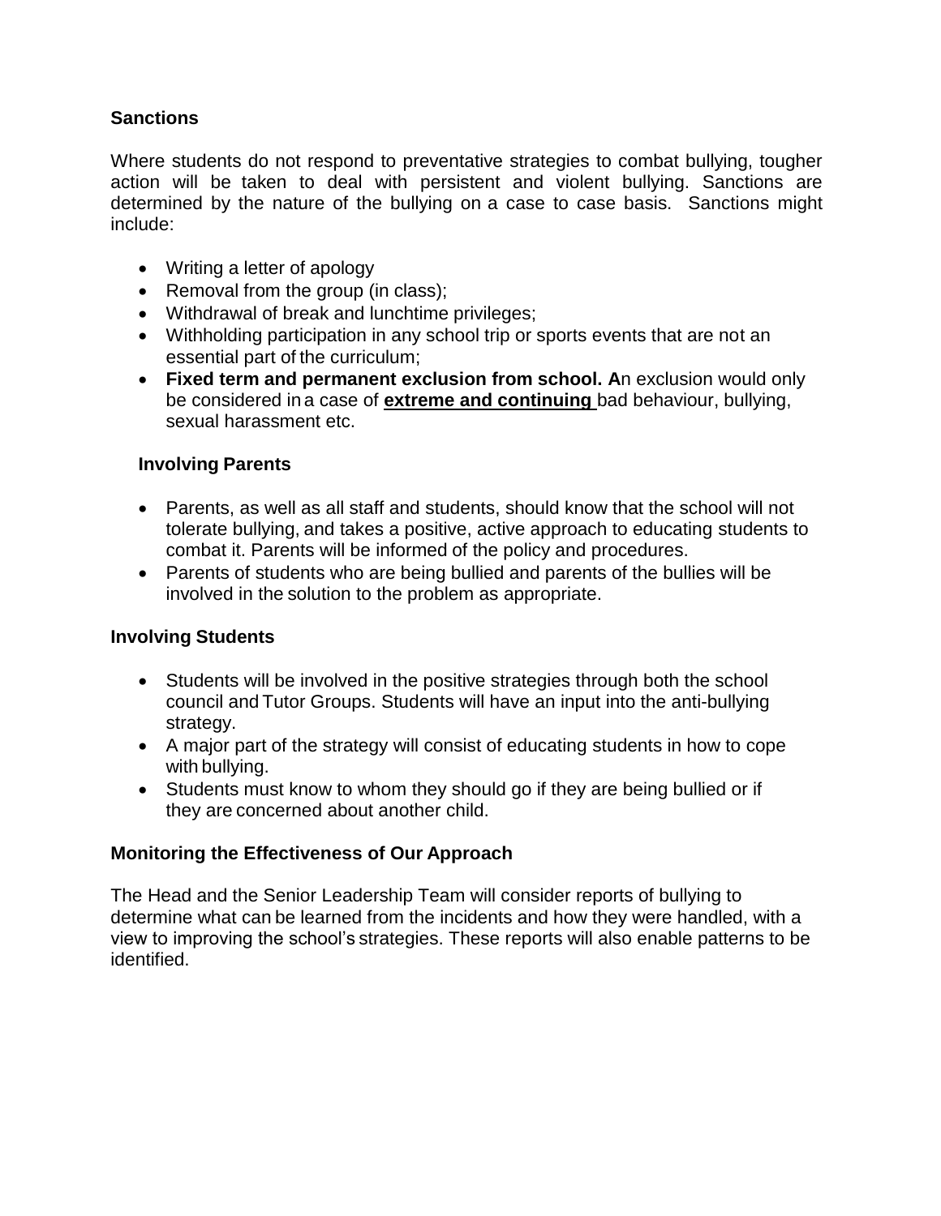## Sanctions

Where students do not respond to preventative strategies to combat bullying, tougher action will be taken to deal with persistent and violent bullying. Sanctions are determined by the nature of the bullying on a case to case basis. Sanctions might include:

- Writing a letter of apology
- Removal from the group (in class);
- Withdrawal of break and lunchtime privileges;
- Withholding participation in any school trip or sports events that are not an essential part of the curriculum;
- **Fixed term and permanent exclusion from school. A**n exclusion would only be considered in a case of **<u>extreme and continuing</u>** bad behaviour, bullying, sexual harassment etc.

## Involving Parents

- Parents, as well as all staff and students, should know that the school will not tolerate bullying, and takes a positive, active approach to educating students to combat it. Parents will be informed of the policy and procedures.
- Parents of students who are being bullied and parents of the bullies will be involved in the solution to the problem as appropriate.

## Involving Students

- Students will be involved in the positive strategies through both the school council and Tutor Groups. Students will have an input into the anti-bullying strategy.
- A major part of the strategy will consist of educating students in how to cope with bullying.
- Students must know to whom they should go if they are being bullied or if they are concerned about another child.

## Monitoring the Effectiveness of Our Approach

The Head and the Senior Leadership Team will consider reports of bullying to determine what can be learned from the incidents and how they were handled, with a view to improving the school's strategies. These reports will also enable patterns to be identified.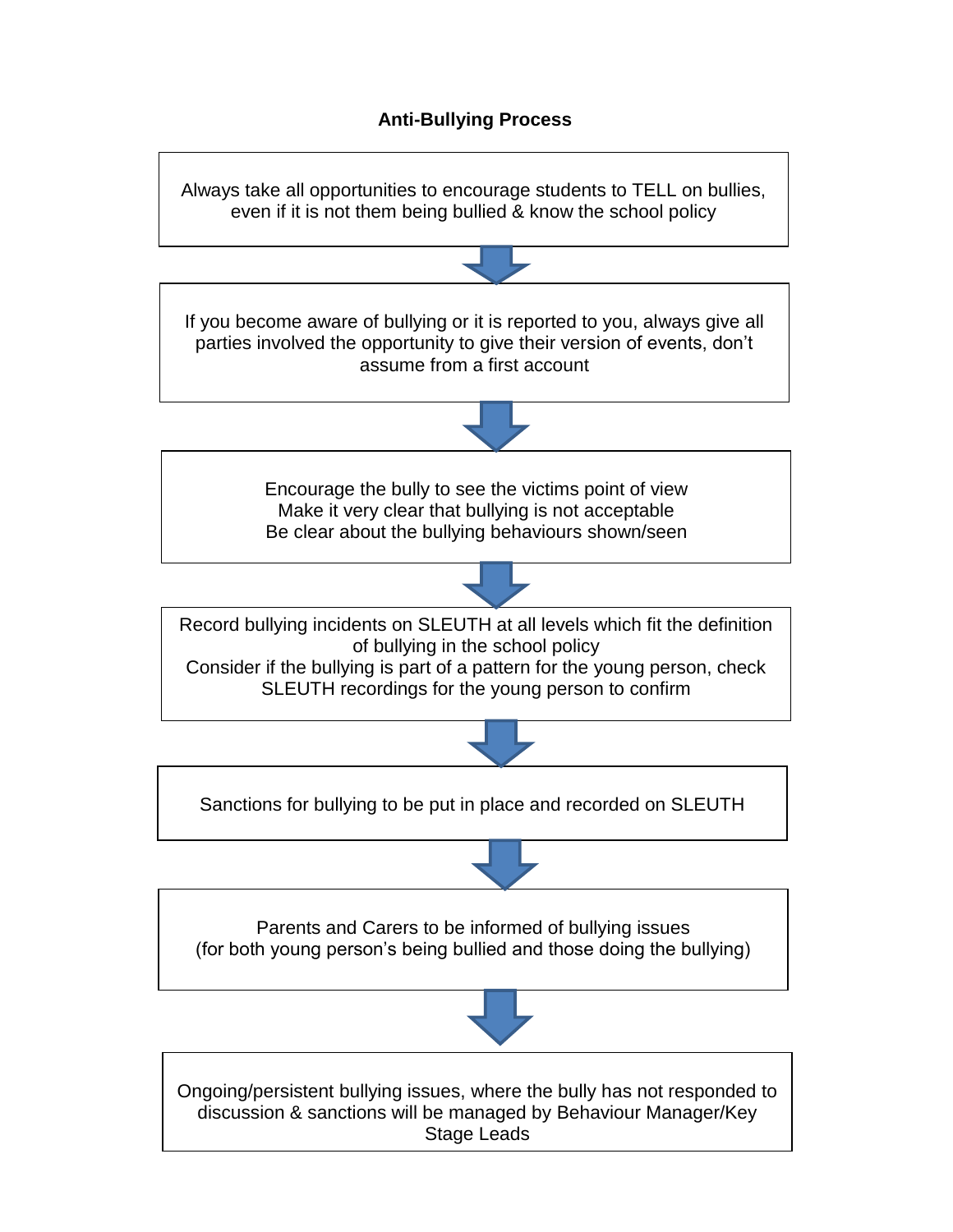**Anti-Bullying Process**

Always take all opportunities to encourage students to TELL on bullies, even if it is not them being bullied & know the school policy

↓

If you become aware of bullying or it is reported to you, always give all parties involved the opportunity to give their version of events, don't assume from a first account

↓

Encourage the bully to see the victims point of view
Make it very clear that bullying is not acceptable
Be clear about the bullying behaviours shown/seen

↓

Record bullying incidents on SLEUTH at all levels which fit the definition of bullying in the school policy
Consider if the bullying is part of a pattern for the young person, check SLEUTH recordings for the young person to confirm

↓

Sanctions for bullying to be put in place and recorded on SLEUTH

↓

Parents and Carers to be informed of bullying issues
(for both young person's being bullied and those doing the bullying)

↓

Ongoing/persistent bullying issues, where the bully has not responded to discussion & sanctions will be managed by Behaviour Manager/Key Stage Leads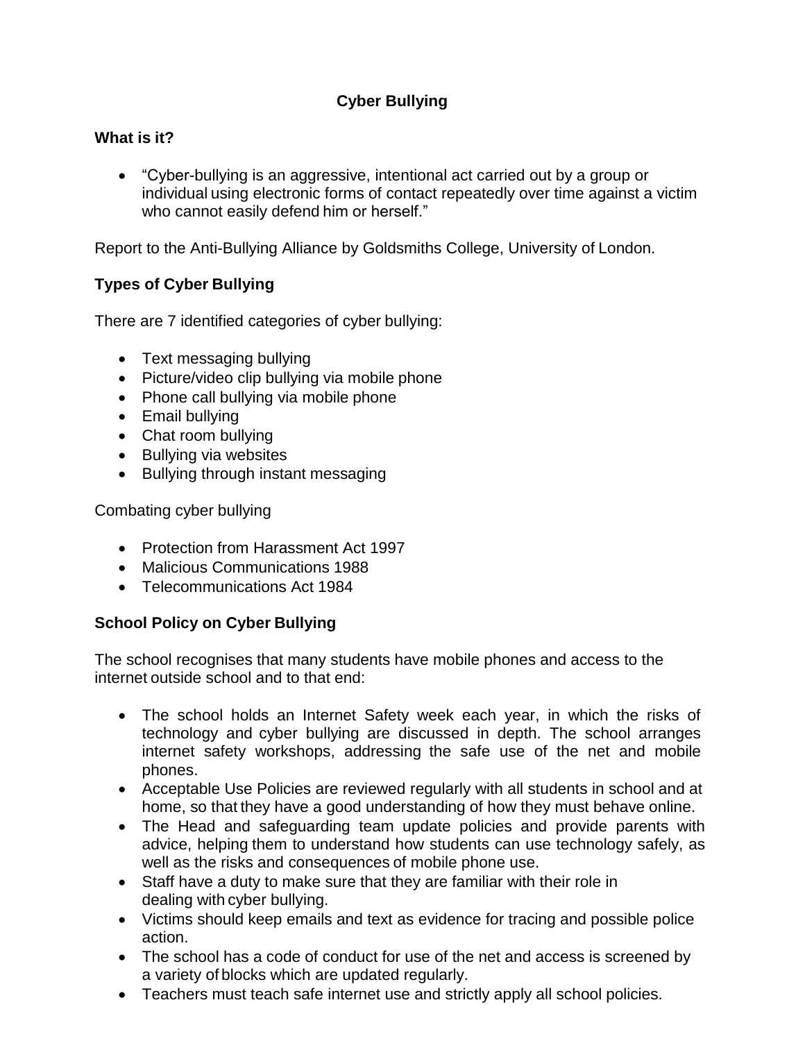# Cyber Bullying

## What is it?

- "Cyber-bullying is an aggressive, intentional act carried out by a group or individual using electronic forms of contact repeatedly over time against a victim who cannot easily defend him or herself."

Report to the Anti-Bullying Alliance by Goldsmiths College, University of London.

## Types of Cyber Bullying

There are 7 identified categories of cyber bullying:

- Text messaging bullying
- Picture/video clip bullying via mobile phone
- Phone call bullying via mobile phone
- Email bullying
- Chat room bullying
- Bullying via websites
- Bullying through instant messaging

Combating cyber bullying

- Protection from Harassment Act 1997
- Malicious Communications 1988
- Telecommunications Act 1984

## School Policy on Cyber Bullying

The school recognises that many students have mobile phones and access to the internet outside school and to that end:

- The school holds an Internet Safety week each year, in which the risks of technology and cyber bullying are discussed in depth. The school arranges internet safety workshops, addressing the safe use of the net and mobile phones.
- Acceptable Use Policies are reviewed regularly with all students in school and at home, so that they have a good understanding of how they must behave online.
- The Head and safeguarding team update policies and provide parents with advice, helping them to understand how students can use technology safely, as well as the risks and consequences of mobile phone use.
- Staff have a duty to make sure that they are familiar with their role in dealing with cyber bullying.
- Victims should keep emails and text as evidence for tracing and possible police action.
- The school has a code of conduct for use of the net and access is screened by a variety of blocks which are updated regularly.
- Teachers must teach safe internet use and strictly apply all school policies.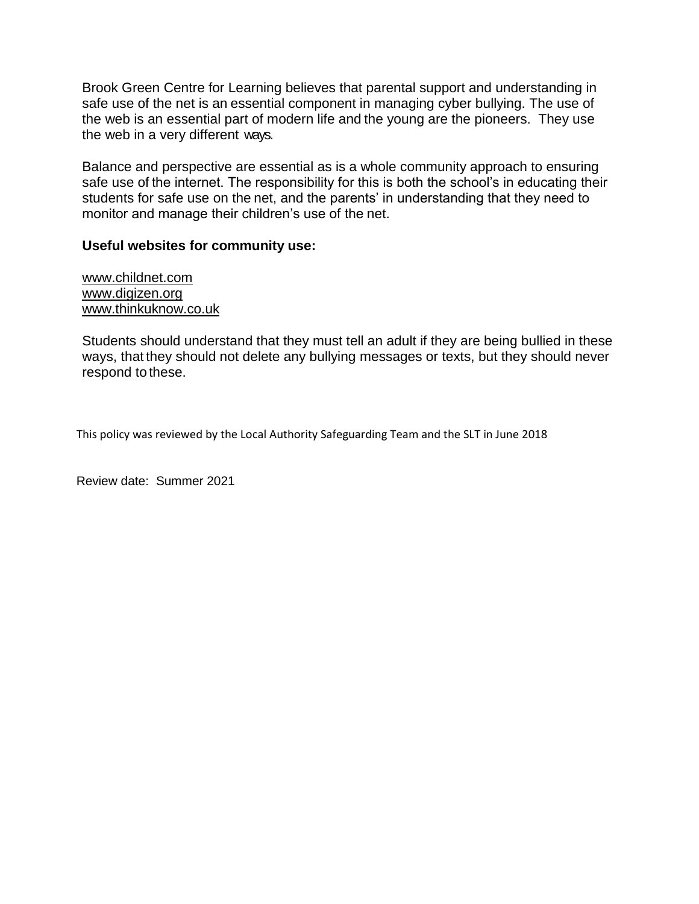Brook Green Centre for Learning believes that parental support and understanding in safe use of the net is an essential component in managing cyber bullying. The use of the web is an essential part of modern life and the young are the pioneers. They use the web in a very different ways.

Balance and perspective are essential as is a whole community approach to ensuring safe use of the internet. The responsibility for this is both the school's in educating their students for safe use on the net, and the parents' in understanding that they need to monitor and manage their children's use of the net.

**Useful websites for community use:**

www.childnet.com
www.digizen.org
www.thinkuknow.co.uk

Students should understand that they must tell an adult if they are being bullied in these ways, that they should not delete any bullying messages or texts, but they should never respond to these.

This policy was reviewed by the Local Authority Safeguarding Team and the SLT in June 2018

Review date: Summer 2021